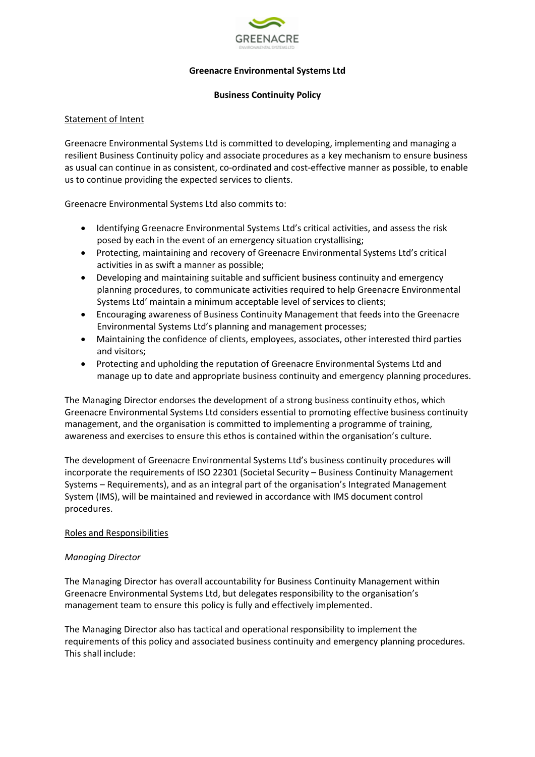**Greenacre Environmental Systems Ltd**

**Business Continuity Policy**

## Statement of Intent

Greenacre Environmental Systems Ltd is committed to developing, implementing and managing a resilient Business Continuity policy and associate procedures as a key mechanism to ensure business as usual can continue in as consistent, co-ordinated and cost-effective manner as possible, to enable us to continue providing the expected services to clients.

Greenacre Environmental Systems Ltd also commits to:

- Identifying Greenacre Environmental Systems Ltd's critical activities, and assess the risk posed by each in the event of an emergency situation crystallising;
- Protecting, maintaining and recovery of Greenacre Environmental Systems Ltd's critical activities in as swift a manner as possible;
- Developing and maintaining suitable and sufficient business continuity and emergency planning procedures, to communicate activities required to help Greenacre Environmental Systems Ltd' maintain a minimum acceptable level of services to clients;
- Encouraging awareness of Business Continuity Management that feeds into the Greenacre Environmental Systems Ltd's planning and management processes;
- Maintaining the confidence of clients, employees, associates, other interested third parties and visitors;
- Protecting and upholding the reputation of Greenacre Environmental Systems Ltd and manage up to date and appropriate business continuity and emergency planning procedures.

The Managing Director endorses the development of a strong business continuity ethos, which Greenacre Environmental Systems Ltd considers essential to promoting effective business continuity management, and the organisation is committed to implementing a programme of training, awareness and exercises to ensure this ethos is contained within the organisation's culture.

The development of Greenacre Environmental Systems Ltd's business continuity procedures will incorporate the requirements of ISO 22301 (Societal Security – Business Continuity Management Systems – Requirements), and as an integral part of the organisation's Integrated Management System (IMS), will be maintained and reviewed in accordance with IMS document control procedures.

## Roles and Responsibilities

### *Managing Director*

The Managing Director has overall accountability for Business Continuity Management within Greenacre Environmental Systems Ltd, but delegates responsibility to the organisation's management team to ensure this policy is fully and effectively implemented.

The Managing Director also has tactical and operational responsibility to implement the requirements of this policy and associated business continuity and emergency planning procedures. This shall include: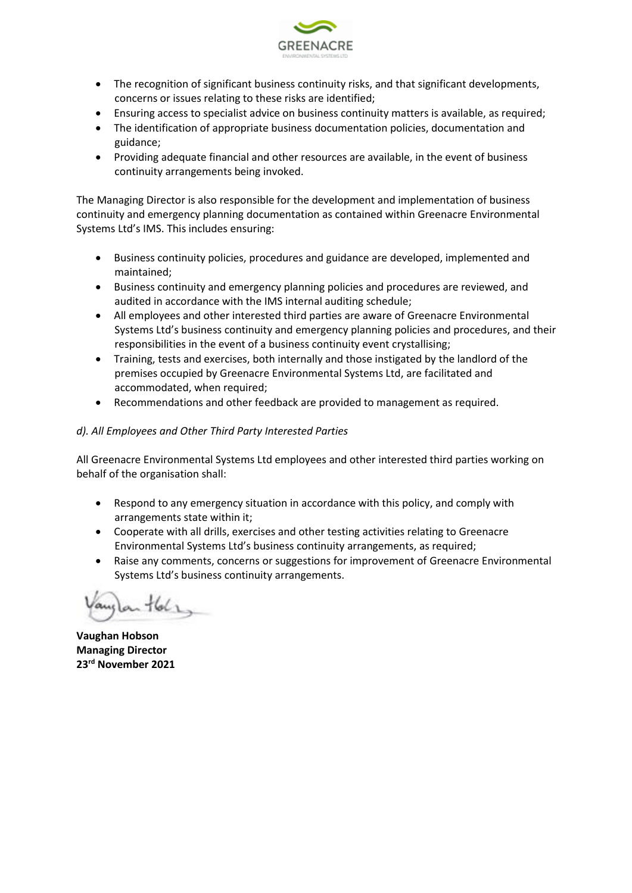- The recognition of significant business continuity risks, and that significant developments, concerns or issues relating to these risks are identified;
- Ensuring access to specialist advice on business continuity matters is available, as required;
- The identification of appropriate business documentation policies, documentation and guidance;
- Providing adequate financial and other resources are available, in the event of business continuity arrangements being invoked.

The Managing Director is also responsible for the development and implementation of business continuity and emergency planning documentation as contained within Greenacre Environmental Systems Ltd's IMS. This includes ensuring:

- Business continuity policies, procedures and guidance are developed, implemented and maintained;
- Business continuity and emergency planning policies and procedures are reviewed, and audited in accordance with the IMS internal auditing schedule;
- All employees and other interested third parties are aware of Greenacre Environmental Systems Ltd's business continuity and emergency planning policies and procedures, and their responsibilities in the event of a business continuity event crystallising;
- Training, tests and exercises, both internally and those instigated by the landlord of the premises occupied by Greenacre Environmental Systems Ltd, are facilitated and accommodated, when required;
- Recommendations and other feedback are provided to management as required.

*d). All Employees and Other Third Party Interested Parties*

All Greenacre Environmental Systems Ltd employees and other interested third parties working on behalf of the organisation shall:

- Respond to any emergency situation in accordance with this policy, and comply with arrangements state within it;
- Cooperate with all drills, exercises and other testing activities relating to Greenacre Environmental Systems Ltd's business continuity arrangements, as required;
- Raise any comments, concerns or suggestions for improvement of Greenacre Environmental Systems Ltd's business continuity arrangements.

**Vaughan Hobson**
**Managing Director**
**23rd November 2021**